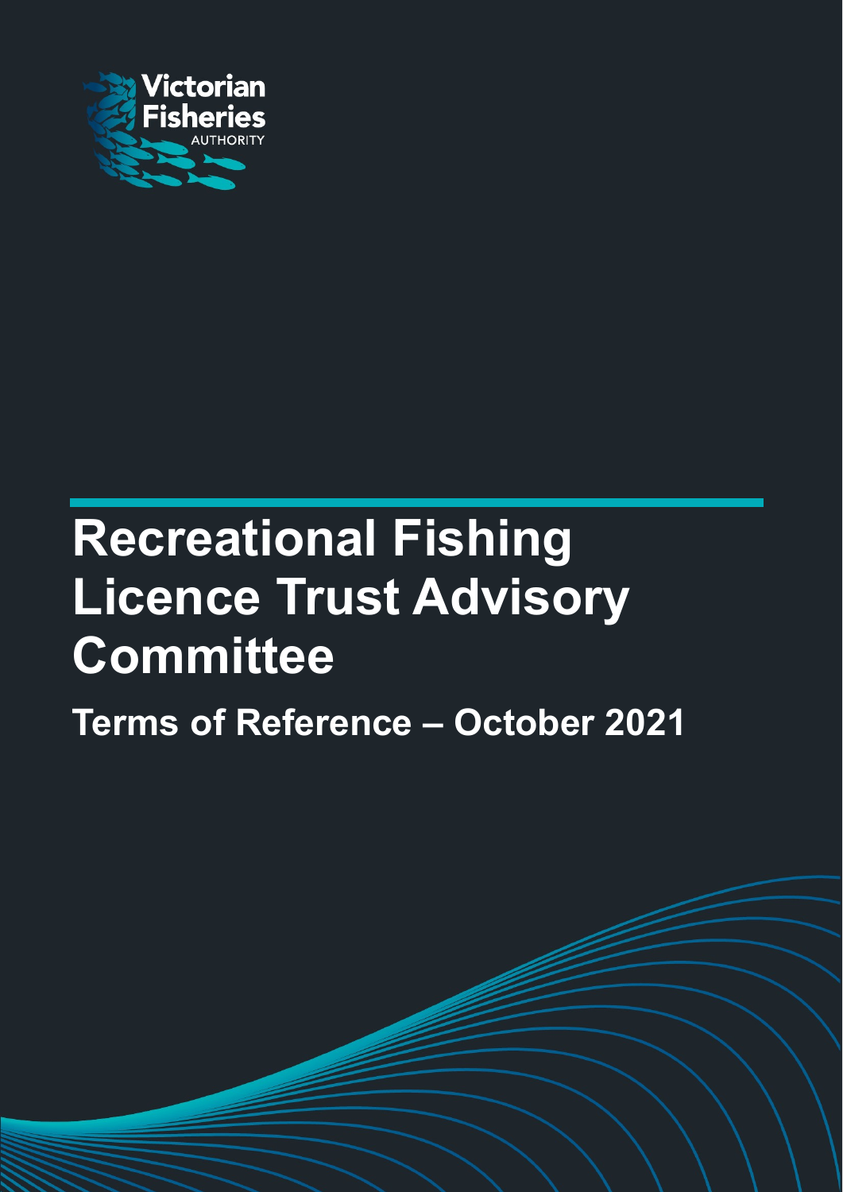Victorian Fisheries AUTHORITY

# Recreational Fishing Licence Trust Advisory Committee

## Terms of Reference – October 2021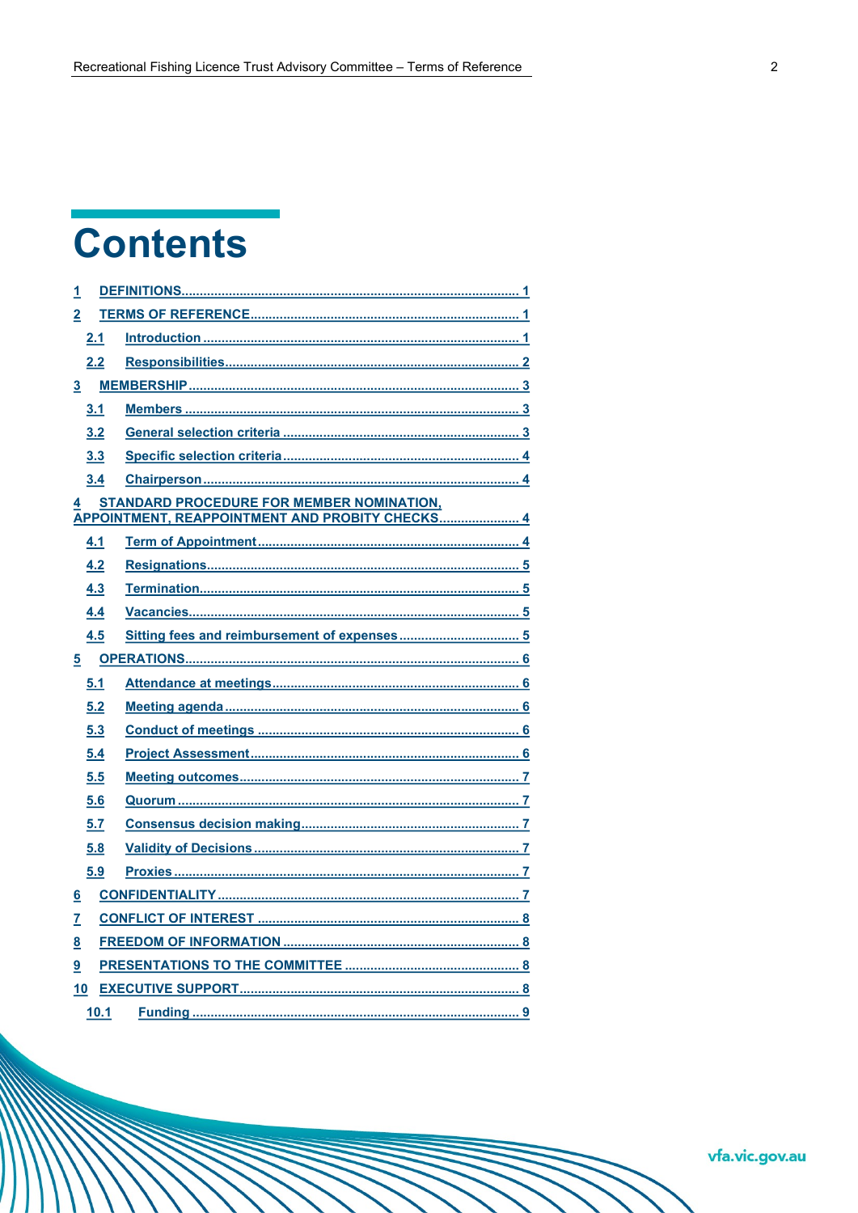# Contents

1 DEFINITIONS ... 1

2 TERMS OF REFERENCE ... 1

- 2.1 Introduction ... 1
- 2.2 Responsibilities ... 2

3 MEMBERSHIP ... 3

- 3.1 Members ... 3
- 3.2 General selection criteria ... 3
- 3.3 Specific selection criteria ... 4
- 3.4 Chairperson ... 4

4 STANDARD PROCEDURE FOR MEMBER NOMINATION, APPOINTMENT, REAPPOINTMENT AND PROBITY CHECKS ... 4

- 4.1 Term of Appointment ... 4
- 4.2 Resignations ... 5
- 4.3 Termination ... 5
- 4.4 Vacancies ... 5
- 4.5 Sitting fees and reimbursement of expenses ... 5

5 OPERATIONS ... 6

- 5.1 Attendance at meetings ... 6
- 5.2 Meeting agenda ... 6
- 5.3 Conduct of meetings ... 6
- 5.4 Project Assessment ... 6
- 5.5 Meeting outcomes ... 7
- 5.6 Quorum ... 7
- 5.7 Consensus decision making ... 7
- 5.8 Validity of Decisions ... 7
- 5.9 Proxies ... 7

6 CONFIDENTIALITY ... 7

7 CONFLICT OF INTEREST ... 8

8 FREEDOM OF INFORMATION ... 8

9 PRESENTATIONS TO THE COMMITTEE ... 8

10 EXECUTIVE SUPPORT ... 8

- 10.1 Funding ... 9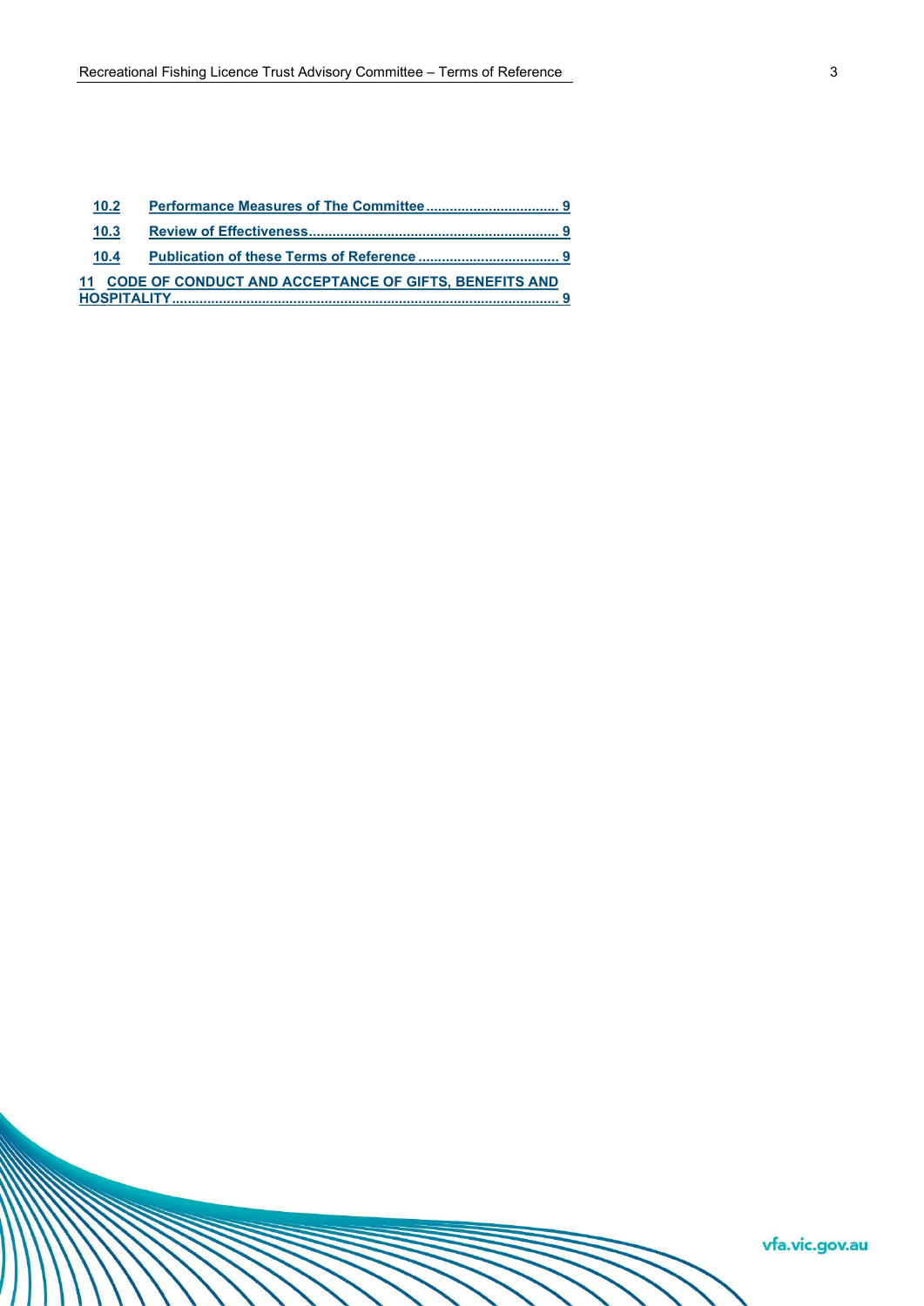10.2 Performance Measures of The Committee ..... 9

10.3 Review of Effectiveness ..... 9

10.4 Publication of these Terms of Reference ..... 9

11 CODE OF CONDUCT AND ACCEPTANCE OF GIFTS, BENEFITS AND HOSPITALITY ..... 9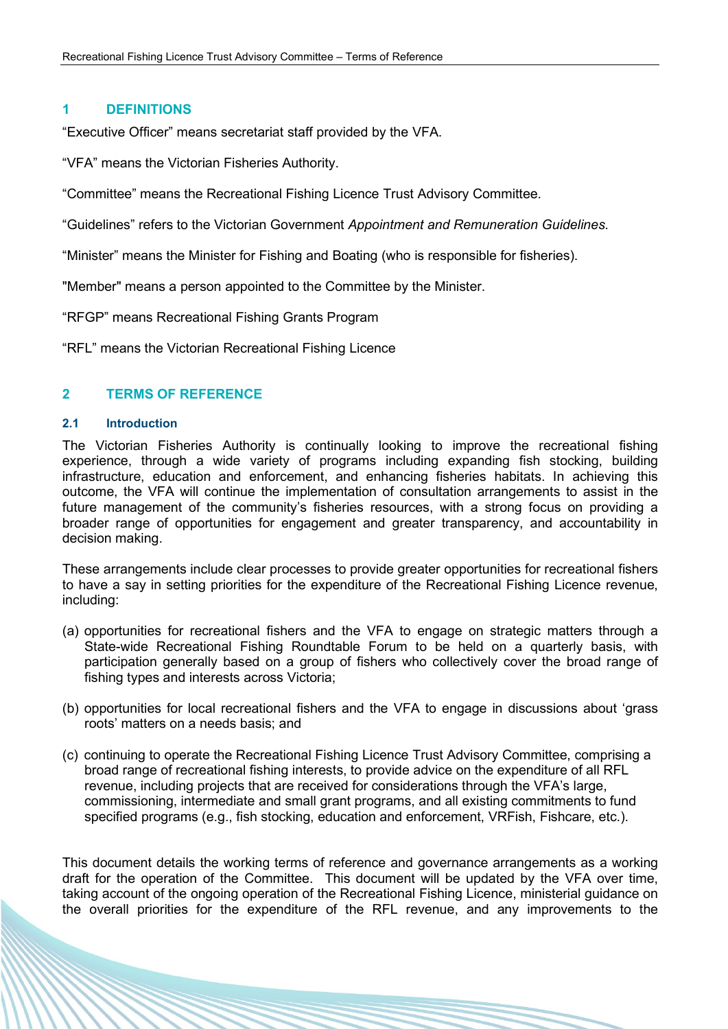## 1 DEFINITIONS

"Executive Officer" means secretariat staff provided by the VFA.

"VFA" means the Victorian Fisheries Authority.

"Committee" means the Recreational Fishing Licence Trust Advisory Committee.

"Guidelines" refers to the Victorian Government *Appointment and Remuneration Guidelines.*

"Minister" means the Minister for Fishing and Boating (who is responsible for fisheries).

"Member" means a person appointed to the Committee by the Minister.

"RFGP" means Recreational Fishing Grants Program

"RFL" means the Victorian Recreational Fishing Licence

## 2 TERMS OF REFERENCE

### 2.1 Introduction

The Victorian Fisheries Authority is continually looking to improve the recreational fishing experience, through a wide variety of programs including expanding fish stocking, building infrastructure, education and enforcement, and enhancing fisheries habitats. In achieving this outcome, the VFA will continue the implementation of consultation arrangements to assist in the future management of the community's fisheries resources, with a strong focus on providing a broader range of opportunities for engagement and greater transparency, and accountability in decision making.

These arrangements include clear processes to provide greater opportunities for recreational fishers to have a say in setting priorities for the expenditure of the Recreational Fishing Licence revenue, including:

(a) opportunities for recreational fishers and the VFA to engage on strategic matters through a State-wide Recreational Fishing Roundtable Forum to be held on a quarterly basis, with participation generally based on a group of fishers who collectively cover the broad range of fishing types and interests across Victoria;

(b) opportunities for local recreational fishers and the VFA to engage in discussions about 'grass roots' matters on a needs basis; and

(c) continuing to operate the Recreational Fishing Licence Trust Advisory Committee, comprising a broad range of recreational fishing interests, to provide advice on the expenditure of all RFL revenue, including projects that are received for considerations through the VFA's large, commissioning, intermediate and small grant programs, and all existing commitments to fund specified programs (e.g., fish stocking, education and enforcement, VRFish, Fishcare, etc.).

This document details the working terms of reference and governance arrangements as a working draft for the operation of the Committee. This document will be updated by the VFA over time, taking account of the ongoing operation of the Recreational Fishing Licence, ministerial guidance on the overall priorities for the expenditure of the RFL revenue, and any improvements to the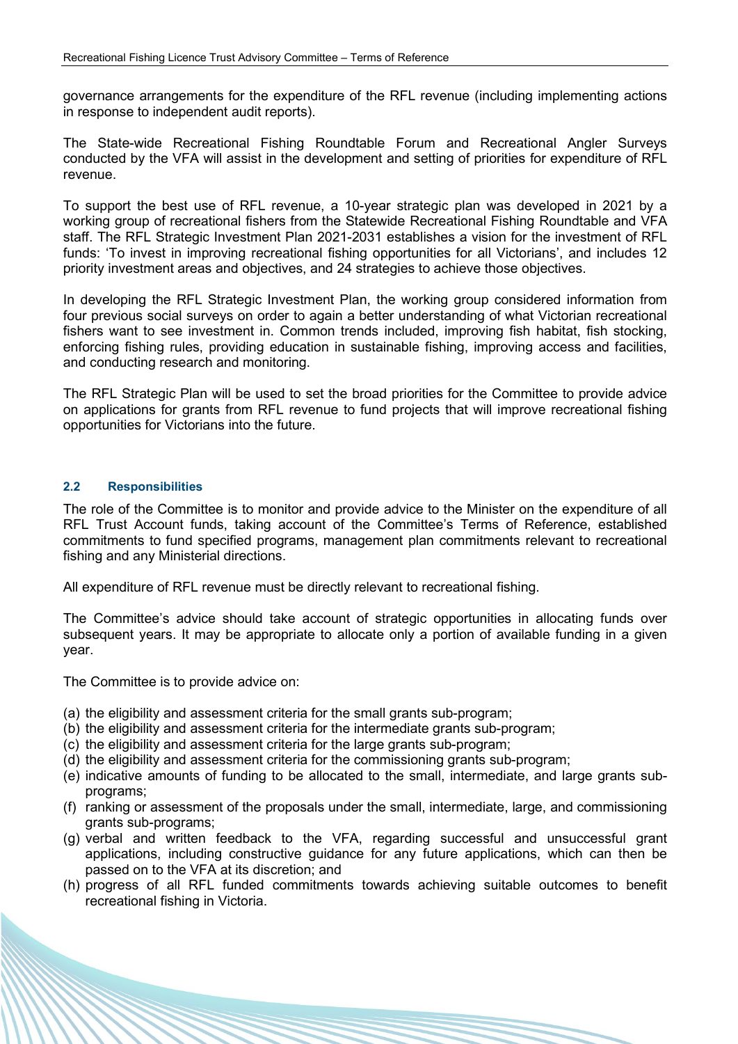governance arrangements for the expenditure of the RFL revenue (including implementing actions in response to independent audit reports).

The State-wide Recreational Fishing Roundtable Forum and Recreational Angler Surveys conducted by the VFA will assist in the development and setting of priorities for expenditure of RFL revenue.

To support the best use of RFL revenue, a 10-year strategic plan was developed in 2021 by a working group of recreational fishers from the Statewide Recreational Fishing Roundtable and VFA staff. The RFL Strategic Investment Plan 2021-2031 establishes a vision for the investment of RFL funds: 'To invest in improving recreational fishing opportunities for all Victorians', and includes 12 priority investment areas and objectives, and 24 strategies to achieve those objectives.

In developing the RFL Strategic Investment Plan, the working group considered information from four previous social surveys on order to again a better understanding of what Victorian recreational fishers want to see investment in. Common trends included, improving fish habitat, fish stocking, enforcing fishing rules, providing education in sustainable fishing, improving access and facilities, and conducting research and monitoring.

The RFL Strategic Plan will be used to set the broad priorities for the Committee to provide advice on applications for grants from RFL revenue to fund projects that will improve recreational fishing opportunities for Victorians into the future.

### 2.2 Responsibilities

The role of the Committee is to monitor and provide advice to the Minister on the expenditure of all RFL Trust Account funds, taking account of the Committee's Terms of Reference, established commitments to fund specified programs, management plan commitments relevant to recreational fishing and any Ministerial directions.

All expenditure of RFL revenue must be directly relevant to recreational fishing.

The Committee's advice should take account of strategic opportunities in allocating funds over subsequent years. It may be appropriate to allocate only a portion of available funding in a given year.

The Committee is to provide advice on:

(a) the eligibility and assessment criteria for the small grants sub-program;
(b) the eligibility and assessment criteria for the intermediate grants sub-program;
(c) the eligibility and assessment criteria for the large grants sub-program;
(d) the eligibility and assessment criteria for the commissioning grants sub-program;
(e) indicative amounts of funding to be allocated to the small, intermediate, and large grants sub-programs;
(f) ranking or assessment of the proposals under the small, intermediate, large, and commissioning grants sub-programs;
(g) verbal and written feedback to the VFA, regarding successful and unsuccessful grant applications, including constructive guidance for any future applications, which can then be passed on to the VFA at its discretion; and
(h) progress of all RFL funded commitments towards achieving suitable outcomes to benefit recreational fishing in Victoria.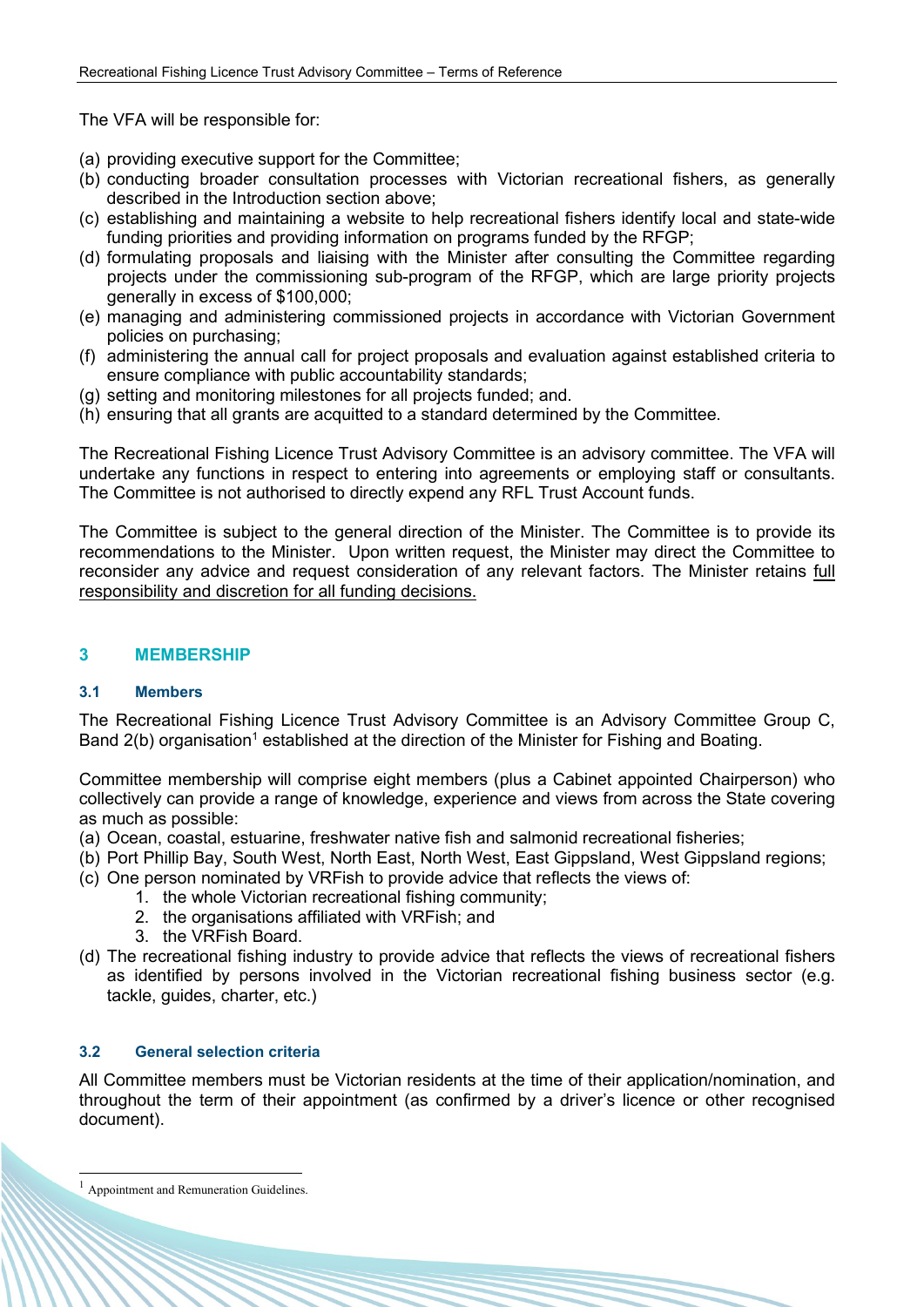The VFA will be responsible for:

(a) providing executive support for the Committee;
(b) conducting broader consultation processes with Victorian recreational fishers, as generally described in the Introduction section above;
(c) establishing and maintaining a website to help recreational fishers identify local and state-wide funding priorities and providing information on programs funded by the RFGP;
(d) formulating proposals and liaising with the Minister after consulting the Committee regarding projects under the commissioning sub-program of the RFGP, which are large priority projects generally in excess of $100,000;
(e) managing and administering commissioned projects in accordance with Victorian Government policies on purchasing;
(f) administering the annual call for project proposals and evaluation against established criteria to ensure compliance with public accountability standards;
(g) setting and monitoring milestones for all projects funded; and.
(h) ensuring that all grants are acquitted to a standard determined by the Committee.

The Recreational Fishing Licence Trust Advisory Committee is an advisory committee. The VFA will undertake any functions in respect to entering into agreements or employing staff or consultants. The Committee is not authorised to directly expend any RFL Trust Account funds.

The Committee is subject to the general direction of the Minister. The Committee is to provide its recommendations to the Minister. Upon written request, the Minister may direct the Committee to reconsider any advice and request consideration of any relevant factors. The Minister retains full responsibility and discretion for all funding decisions.

## 3 MEMBERSHIP

### 3.1 Members

The Recreational Fishing Licence Trust Advisory Committee is an Advisory Committee Group C, Band 2(b) organisation[1] established at the direction of the Minister for Fishing and Boating.

Committee membership will comprise eight members (plus a Cabinet appointed Chairperson) who collectively can provide a range of knowledge, experience and views from across the State covering as much as possible:

(a) Ocean, coastal, estuarine, freshwater native fish and salmonid recreational fisheries;
(b) Port Phillip Bay, South West, North East, North West, East Gippsland, West Gippsland regions;
(c) One person nominated by VRFish to provide advice that reflects the views of:
    1. the whole Victorian recreational fishing community;
    2. the organisations affiliated with VRFish; and
    3. the VRFish Board.
(d) The recreational fishing industry to provide advice that reflects the views of recreational fishers as identified by persons involved in the Victorian recreational fishing business sector (e.g. tackle, guides, charter, etc.)

### 3.2 General selection criteria

All Committee members must be Victorian residents at the time of their application/nomination, and throughout the term of their appointment (as confirmed by a driver's licence or other recognised document).

[1] Appointment and Remuneration Guidelines.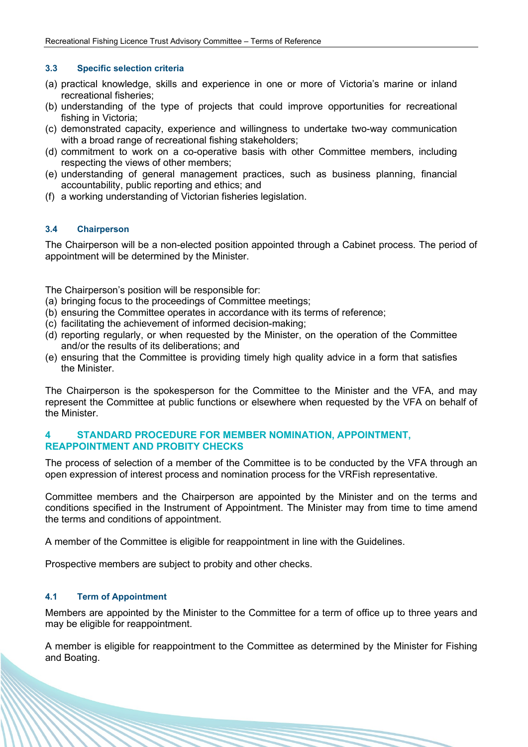### 3.3 Specific selection criteria

(a) practical knowledge, skills and experience in one or more of Victoria's marine or inland recreational fisheries;
(b) understanding of the type of projects that could improve opportunities for recreational fishing in Victoria;
(c) demonstrated capacity, experience and willingness to undertake two-way communication with a broad range of recreational fishing stakeholders;
(d) commitment to work on a co-operative basis with other Committee members, including respecting the views of other members;
(e) understanding of general management practices, such as business planning, financial accountability, public reporting and ethics; and
(f) a working understanding of Victorian fisheries legislation.

### 3.4 Chairperson

The Chairperson will be a non-elected position appointed through a Cabinet process. The period of appointment will be determined by the Minister.

The Chairperson's position will be responsible for:
(a) bringing focus to the proceedings of Committee meetings;
(b) ensuring the Committee operates in accordance with its terms of reference;
(c) facilitating the achievement of informed decision-making;
(d) reporting regularly, or when requested by the Minister, on the operation of the Committee and/or the results of its deliberations; and
(e) ensuring that the Committee is providing timely high quality advice in a form that satisfies the Minister.

The Chairperson is the spokesperson for the Committee to the Minister and the VFA, and may represent the Committee at public functions or elsewhere when requested by the VFA on behalf of the Minister.

## 4 STANDARD PROCEDURE FOR MEMBER NOMINATION, APPOINTMENT, REAPPOINTMENT AND PROBITY CHECKS

The process of selection of a member of the Committee is to be conducted by the VFA through an open expression of interest process and nomination process for the VRFish representative.

Committee members and the Chairperson are appointed by the Minister and on the terms and conditions specified in the Instrument of Appointment. The Minister may from time to time amend the terms and conditions of appointment.

A member of the Committee is eligible for reappointment in line with the Guidelines.

Prospective members are subject to probity and other checks.

### 4.1 Term of Appointment

Members are appointed by the Minister to the Committee for a term of office up to three years and may be eligible for reappointment.

A member is eligible for reappointment to the Committee as determined by the Minister for Fishing and Boating.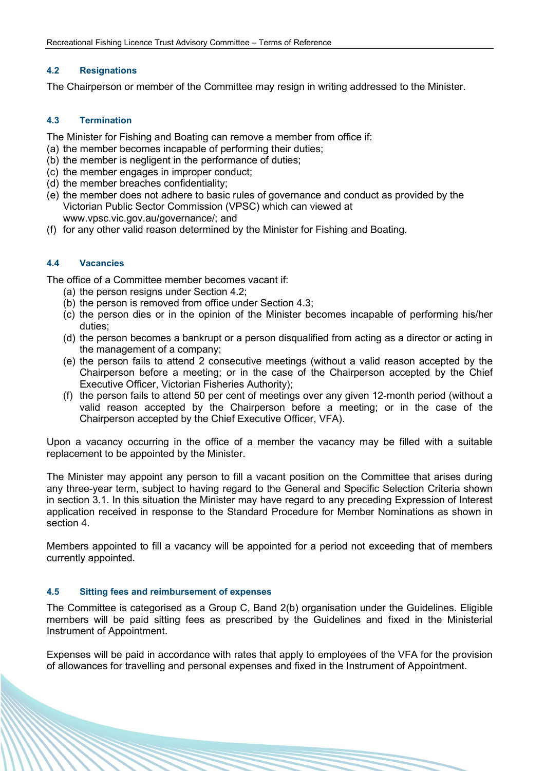### 4.2 Resignations

The Chairperson or member of the Committee may resign in writing addressed to the Minister.

### 4.3 Termination

The Minister for Fishing and Boating can remove a member from office if:

(a) the member becomes incapable of performing their duties;
(b) the member is negligent in the performance of duties;
(c) the member engages in improper conduct;
(d) the member breaches confidentiality;
(e) the member does not adhere to basic rules of governance and conduct as provided by the Victorian Public Sector Commission (VPSC) which can viewed at www.vpsc.vic.gov.au/governance/; and
(f) for any other valid reason determined by the Minister for Fishing and Boating.

### 4.4 Vacancies

The office of a Committee member becomes vacant if:

(a) the person resigns under Section 4.2;
(b) the person is removed from office under Section 4.3;
(c) the person dies or in the opinion of the Minister becomes incapable of performing his/her duties;
(d) the person becomes a bankrupt or a person disqualified from acting as a director or acting in the management of a company;
(e) the person fails to attend 2 consecutive meetings (without a valid reason accepted by the Chairperson before a meeting; or in the case of the Chairperson accepted by the Chief Executive Officer, Victorian Fisheries Authority);
(f) the person fails to attend 50 per cent of meetings over any given 12-month period (without a valid reason accepted by the Chairperson before a meeting; or in the case of the Chairperson accepted by the Chief Executive Officer, VFA).

Upon a vacancy occurring in the office of a member the vacancy may be filled with a suitable replacement to be appointed by the Minister.

The Minister may appoint any person to fill a vacant position on the Committee that arises during any three-year term, subject to having regard to the General and Specific Selection Criteria shown in section 3.1. In this situation the Minister may have regard to any preceding Expression of Interest application received in response to the Standard Procedure for Member Nominations as shown in section 4.

Members appointed to fill a vacancy will be appointed for a period not exceeding that of members currently appointed.

### 4.5 Sitting fees and reimbursement of expenses

The Committee is categorised as a Group C, Band 2(b) organisation under the Guidelines. Eligible members will be paid sitting fees as prescribed by the Guidelines and fixed in the Ministerial Instrument of Appointment.

Expenses will be paid in accordance with rates that apply to employees of the VFA for the provision of allowances for travelling and personal expenses and fixed in the Instrument of Appointment.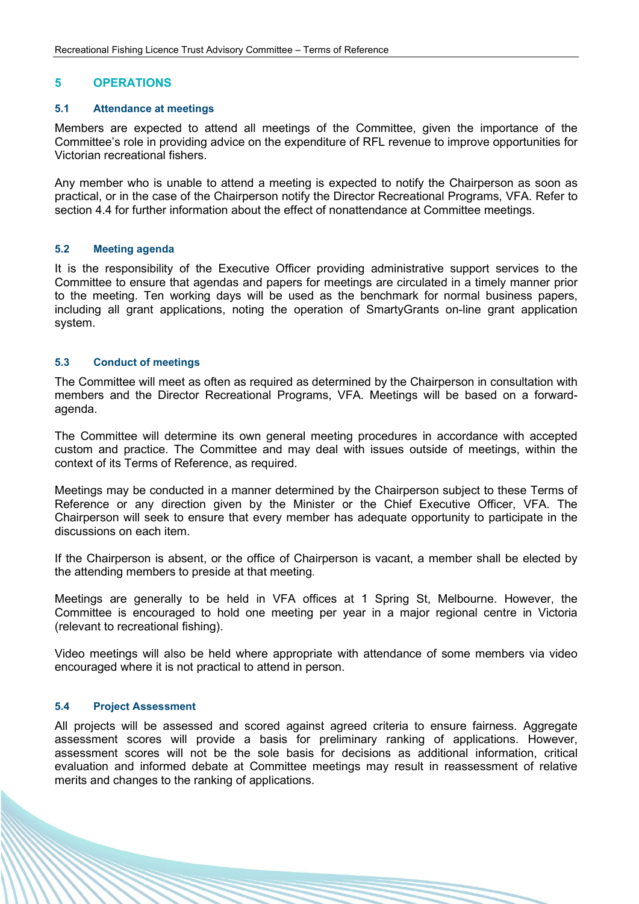## 5 OPERATIONS

### 5.1 Attendance at meetings

Members are expected to attend all meetings of the Committee, given the importance of the Committee's role in providing advice on the expenditure of RFL revenue to improve opportunities for Victorian recreational fishers.

Any member who is unable to attend a meeting is expected to notify the Chairperson as soon as practical, or in the case of the Chairperson notify the Director Recreational Programs, VFA. Refer to section 4.4 for further information about the effect of nonattendance at Committee meetings.

### 5.2 Meeting agenda

It is the responsibility of the Executive Officer providing administrative support services to the Committee to ensure that agendas and papers for meetings are circulated in a timely manner prior to the meeting. Ten working days will be used as the benchmark for normal business papers, including all grant applications, noting the operation of SmartyGrants on-line grant application system.

### 5.3 Conduct of meetings

The Committee will meet as often as required as determined by the Chairperson in consultation with members and the Director Recreational Programs, VFA. Meetings will be based on a forward-agenda.

The Committee will determine its own general meeting procedures in accordance with accepted custom and practice. The Committee and may deal with issues outside of meetings, within the context of its Terms of Reference, as required.

Meetings may be conducted in a manner determined by the Chairperson subject to these Terms of Reference or any direction given by the Minister or the Chief Executive Officer, VFA. The Chairperson will seek to ensure that every member has adequate opportunity to participate in the discussions on each item.

If the Chairperson is absent, or the office of Chairperson is vacant, a member shall be elected by the attending members to preside at that meeting.

Meetings are generally to be held in VFA offices at 1 Spring St, Melbourne. However, the Committee is encouraged to hold one meeting per year in a major regional centre in Victoria (relevant to recreational fishing).

Video meetings will also be held where appropriate with attendance of some members via video encouraged where it is not practical to attend in person.

### 5.4 Project Assessment

All projects will be assessed and scored against agreed criteria to ensure fairness. Aggregate assessment scores will provide a basis for preliminary ranking of applications. However, assessment scores will not be the sole basis for decisions as additional information, critical evaluation and informed debate at Committee meetings may result in reassessment of relative merits and changes to the ranking of applications.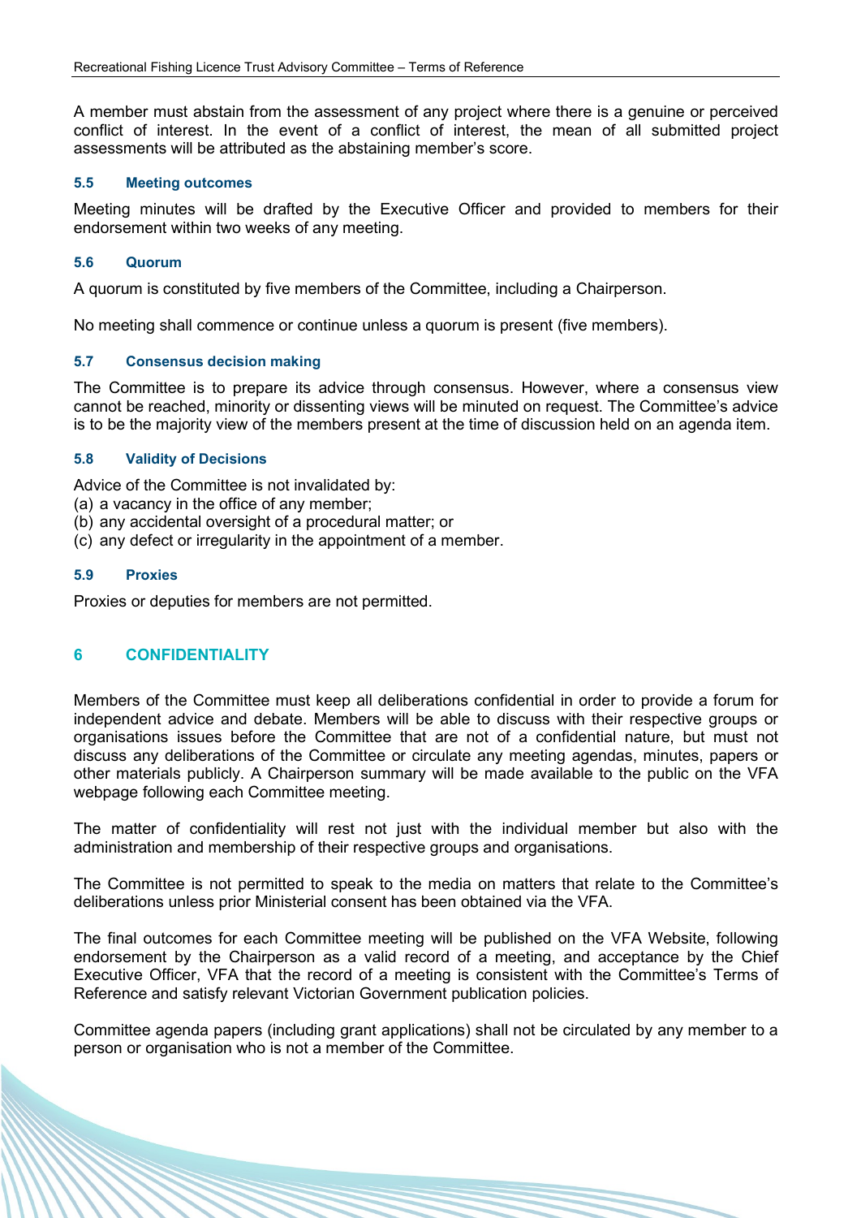A member must abstain from the assessment of any project where there is a genuine or perceived conflict of interest. In the event of a conflict of interest, the mean of all submitted project assessments will be attributed as the abstaining member's score.

### 5.5 Meeting outcomes

Meeting minutes will be drafted by the Executive Officer and provided to members for their endorsement within two weeks of any meeting.

### 5.6 Quorum

A quorum is constituted by five members of the Committee, including a Chairperson.

No meeting shall commence or continue unless a quorum is present (five members).

### 5.7 Consensus decision making

The Committee is to prepare its advice through consensus. However, where a consensus view cannot be reached, minority or dissenting views will be minuted on request. The Committee's advice is to be the majority view of the members present at the time of discussion held on an agenda item.

### 5.8 Validity of Decisions

Advice of the Committee is not invalidated by:
(a) a vacancy in the office of any member;
(b) any accidental oversight of a procedural matter; or
(c) any defect or irregularity in the appointment of a member.

### 5.9 Proxies

Proxies or deputies for members are not permitted.

## 6 CONFIDENTIALITY

Members of the Committee must keep all deliberations confidential in order to provide a forum for independent advice and debate. Members will be able to discuss with their respective groups or organisations issues before the Committee that are not of a confidential nature, but must not discuss any deliberations of the Committee or circulate any meeting agendas, minutes, papers or other materials publicly. A Chairperson summary will be made available to the public on the VFA webpage following each Committee meeting.

The matter of confidentiality will rest not just with the individual member but also with the administration and membership of their respective groups and organisations.

The Committee is not permitted to speak to the media on matters that relate to the Committee's deliberations unless prior Ministerial consent has been obtained via the VFA.

The final outcomes for each Committee meeting will be published on the VFA Website, following endorsement by the Chairperson as a valid record of a meeting, and acceptance by the Chief Executive Officer, VFA that the record of a meeting is consistent with the Committee's Terms of Reference and satisfy relevant Victorian Government publication policies.

Committee agenda papers (including grant applications) shall not be circulated by any member to a person or organisation who is not a member of the Committee.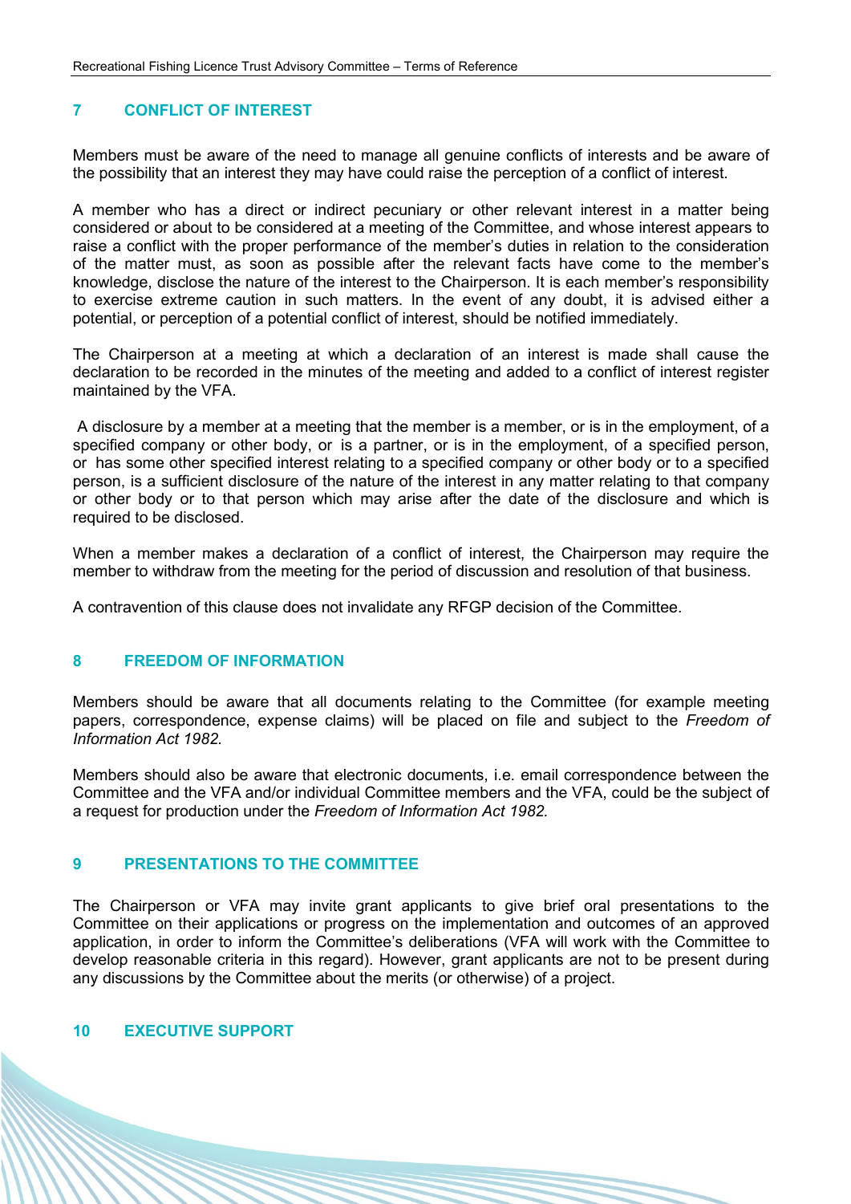## 7 CONFLICT OF INTEREST

Members must be aware of the need to manage all genuine conflicts of interests and be aware of the possibility that an interest they may have could raise the perception of a conflict of interest.

A member who has a direct or indirect pecuniary or other relevant interest in a matter being considered or about to be considered at a meeting of the Committee, and whose interest appears to raise a conflict with the proper performance of the member's duties in relation to the consideration of the matter must, as soon as possible after the relevant facts have come to the member's knowledge, disclose the nature of the interest to the Chairperson. It is each member's responsibility to exercise extreme caution in such matters. In the event of any doubt, it is advised either a potential, or perception of a potential conflict of interest, should be notified immediately.

The Chairperson at a meeting at which a declaration of an interest is made shall cause the declaration to be recorded in the minutes of the meeting and added to a conflict of interest register maintained by the VFA.

A disclosure by a member at a meeting that the member is a member, or is in the employment, of a specified company or other body, or is a partner, or is in the employment, of a specified person, or has some other specified interest relating to a specified company or other body or to a specified person, is a sufficient disclosure of the nature of the interest in any matter relating to that company or other body or to that person which may arise after the date of the disclosure and which is required to be disclosed.

When a member makes a declaration of a conflict of interest, the Chairperson may require the member to withdraw from the meeting for the period of discussion and resolution of that business.

A contravention of this clause does not invalidate any RFGP decision of the Committee.

## 8 FREEDOM OF INFORMATION

Members should be aware that all documents relating to the Committee (for example meeting papers, correspondence, expense claims) will be placed on file and subject to the *Freedom of Information Act 1982.*

Members should also be aware that electronic documents, i.e. email correspondence between the Committee and the VFA and/or individual Committee members and the VFA, could be the subject of a request for production under the *Freedom of Information Act 1982.*

## 9 PRESENTATIONS TO THE COMMITTEE

The Chairperson or VFA may invite grant applicants to give brief oral presentations to the Committee on their applications or progress on the implementation and outcomes of an approved application, in order to inform the Committee's deliberations (VFA will work with the Committee to develop reasonable criteria in this regard). However, grant applicants are not to be present during any discussions by the Committee about the merits (or otherwise) of a project.

## 10 EXECUTIVE SUPPORT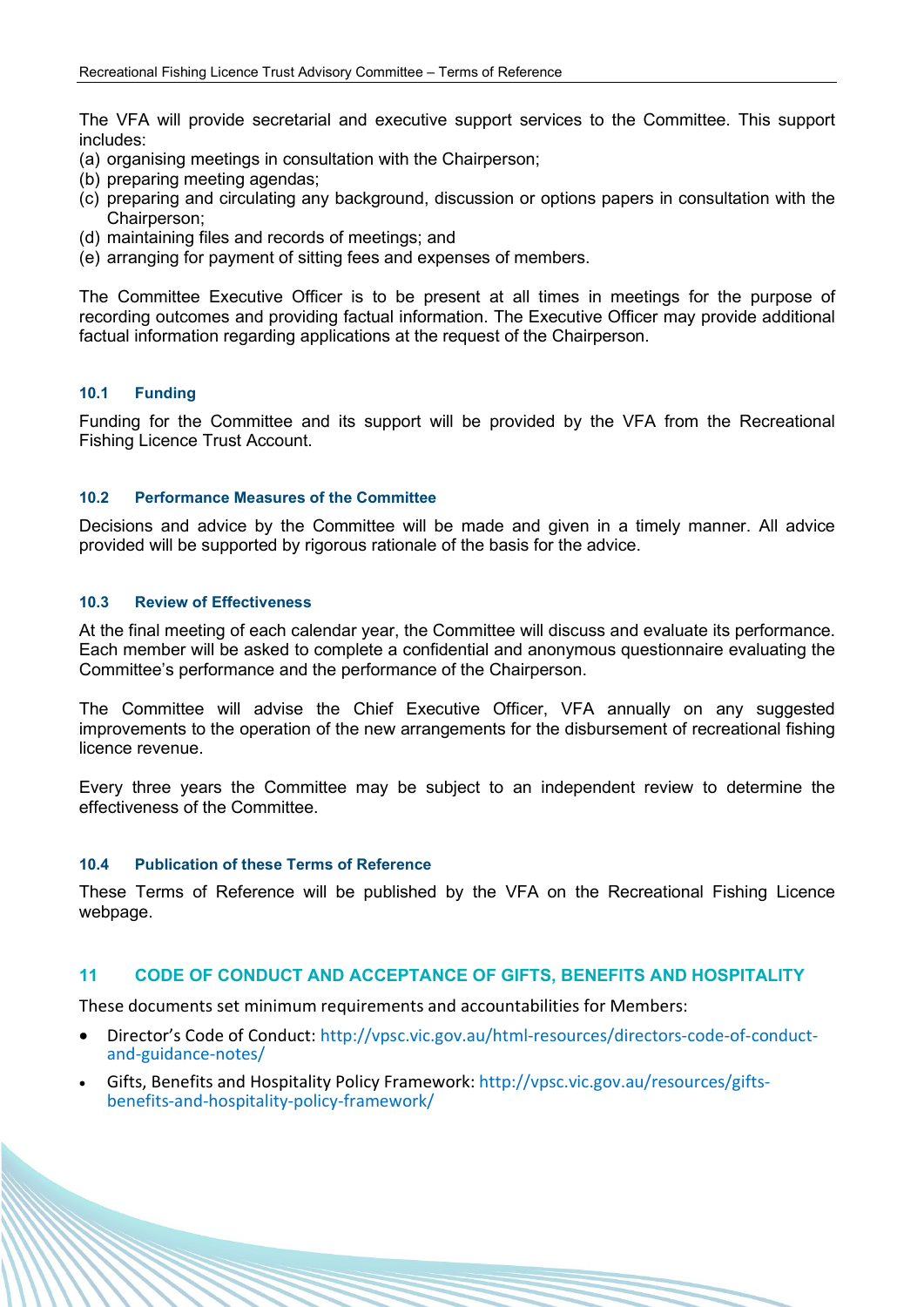The VFA will provide secretarial and executive support services to the Committee. This support includes:

(a) organising meetings in consultation with the Chairperson;
(b) preparing meeting agendas;
(c) preparing and circulating any background, discussion or options papers in consultation with the Chairperson;
(d) maintaining files and records of meetings; and
(e) arranging for payment of sitting fees and expenses of members.

The Committee Executive Officer is to be present at all times in meetings for the purpose of recording outcomes and providing factual information. The Executive Officer may provide additional factual information regarding applications at the request of the Chairperson.

### 10.1 Funding

Funding for the Committee and its support will be provided by the VFA from the Recreational Fishing Licence Trust Account.

### 10.2 Performance Measures of the Committee

Decisions and advice by the Committee will be made and given in a timely manner. All advice provided will be supported by rigorous rationale of the basis for the advice.

### 10.3 Review of Effectiveness

At the final meeting of each calendar year, the Committee will discuss and evaluate its performance. Each member will be asked to complete a confidential and anonymous questionnaire evaluating the Committee's performance and the performance of the Chairperson.

The Committee will advise the Chief Executive Officer, VFA annually on any suggested improvements to the operation of the new arrangements for the disbursement of recreational fishing licence revenue.

Every three years the Committee may be subject to an independent review to determine the effectiveness of the Committee.

### 10.4 Publication of these Terms of Reference

These Terms of Reference will be published by the VFA on the Recreational Fishing Licence webpage.

## 11 CODE OF CONDUCT AND ACCEPTANCE OF GIFTS, BENEFITS AND HOSPITALITY

These documents set minimum requirements and accountabilities for Members:

- Director's Code of Conduct: http://vpsc.vic.gov.au/html-resources/directors-code-of-conduct-and-guidance-notes/
- Gifts, Benefits and Hospitality Policy Framework: http://vpsc.vic.gov.au/resources/gifts-benefits-and-hospitality-policy-framework/